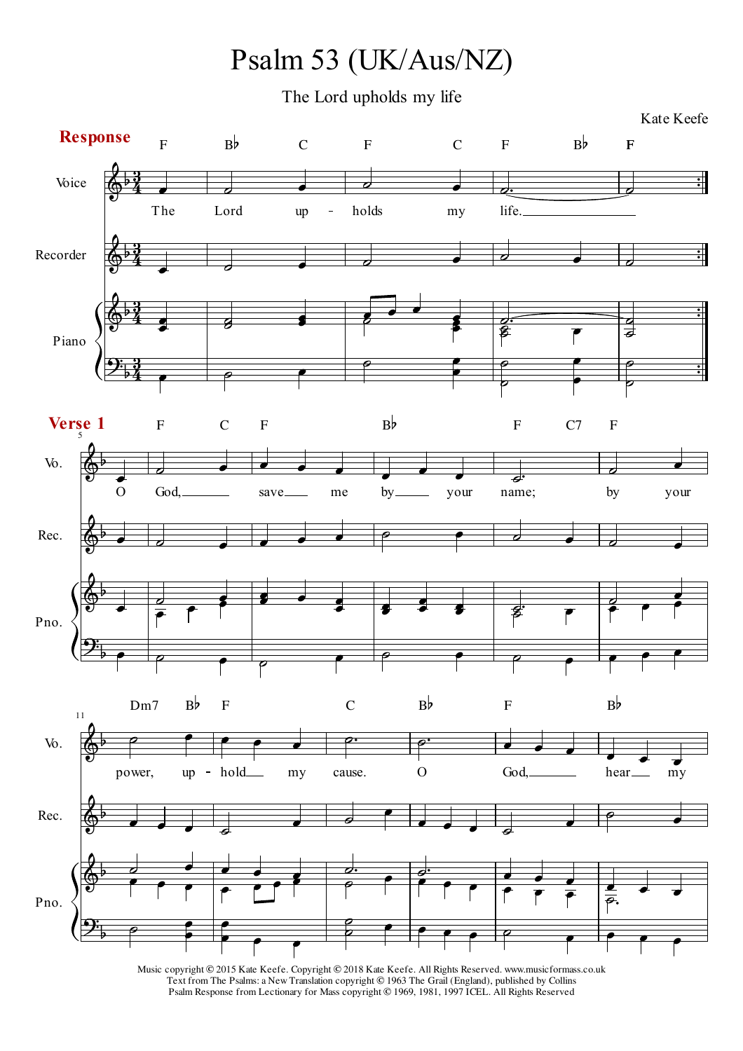# Psalm 53 (UK/Aus/NZ)

The Lord upholds my life

Kate Keefe

**Response**

The Lord up - holds my life.

**Verse 1**

O God, save me by your name; by your power, up - hold my cause. O God, hear my

Music copyright © 2015 Kate Keefe. Copyright © 2018 Kate Keefe. All Rights Reserved. www.musicformass.co.uk
Text from The Psalms: a New Translation copyright © 1963 The Grail (England), published by Collins
Psalm Response from Lectionary for Mass copyright © 1969, 1981, 1997 ICEL. All Rights Reserved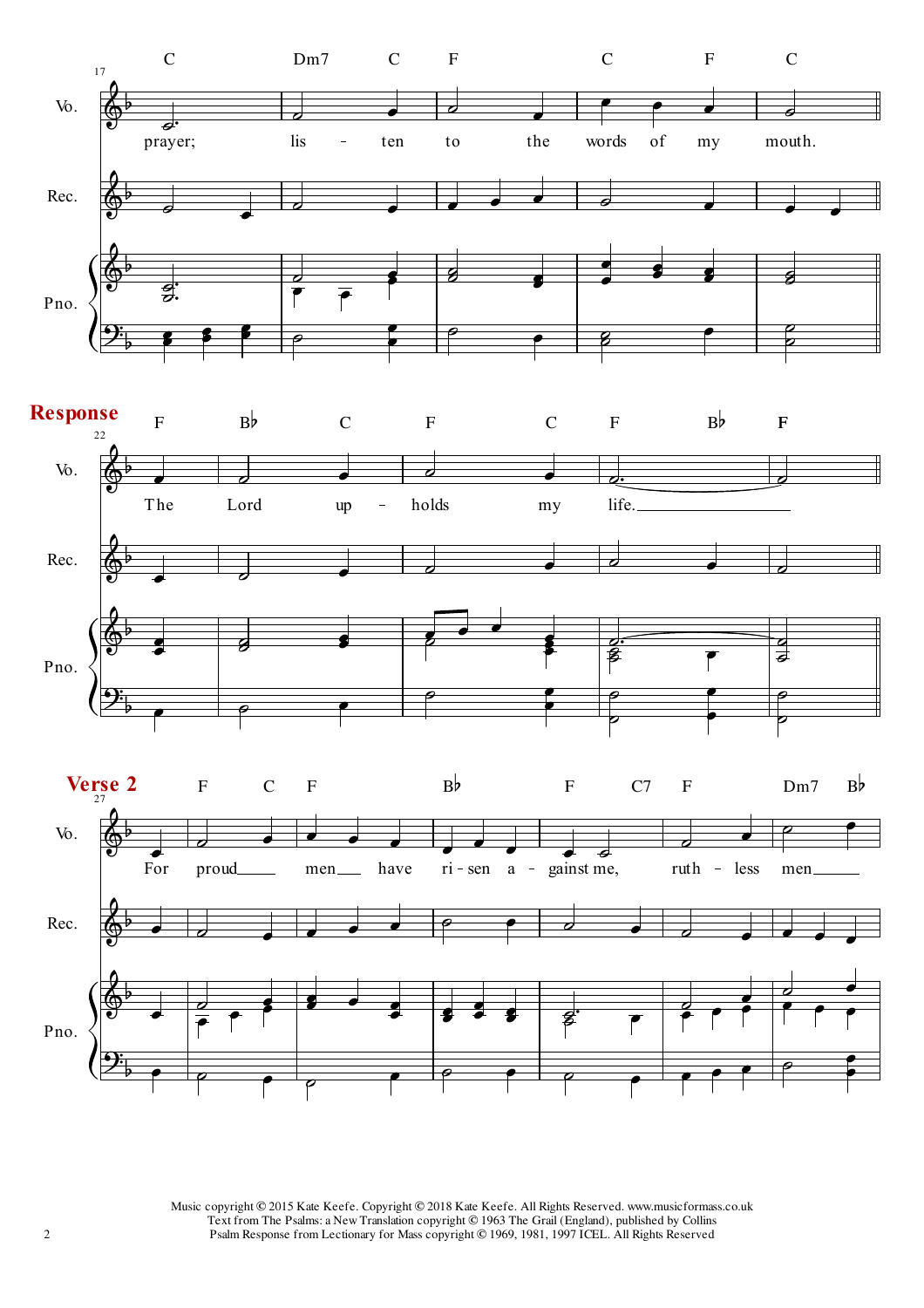**Response**

**Verse 2**

Music copyright © 2015 Kate Keefe. Copyright © 2018 Kate Keefe. All Rights Reserved. www.musicformass.co.uk
Text from The Psalms: a New Translation copyright © 1963 The Grail (England), published by Collins
Psalm Response from Lectionary for Mass copyright © 1969, 1981, 1997 ICEL. All Rights Reserved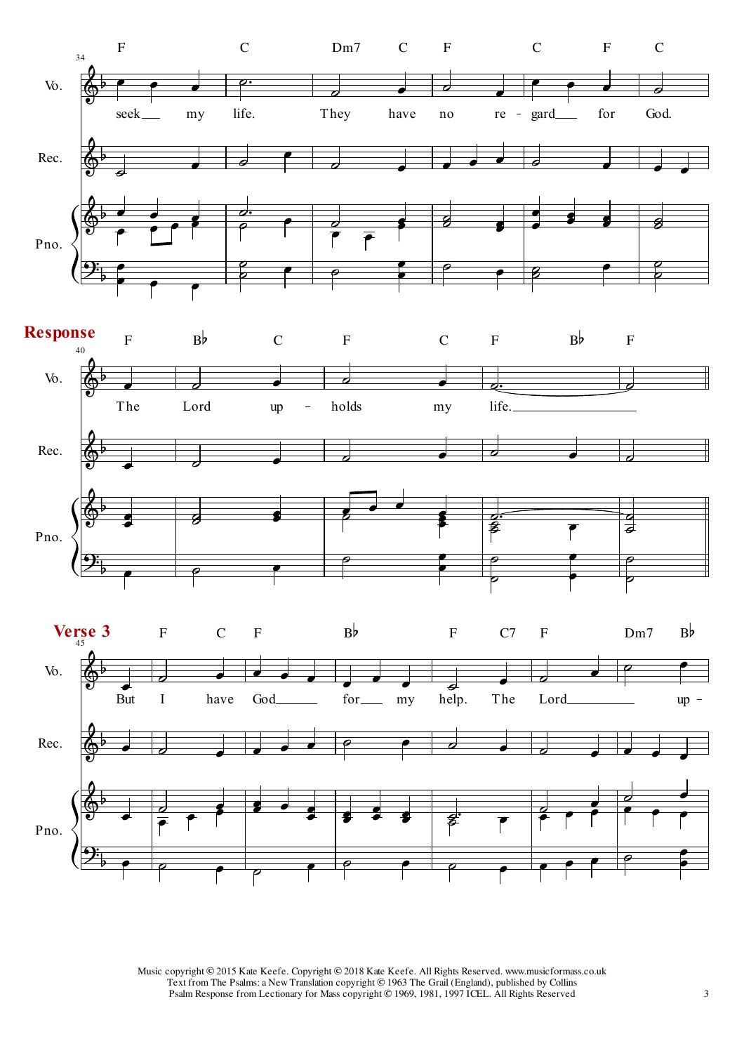**Response**

**Verse 3**

seek my life. They have no re - gard for God.

The Lord up - holds my life.

But I have God for my help. The Lord up -

Music copyright © 2015 Kate Keefe. Copyright © 2018 Kate Keefe. All Rights Reserved. www.musicformass.co.uk
Text from The Psalms: a New Translation copyright © 1963 The Grail (England), published by Collins
Psalm Response from Lectionary for Mass copyright © 1969, 1981, 1997 ICEL. All Rights Reserved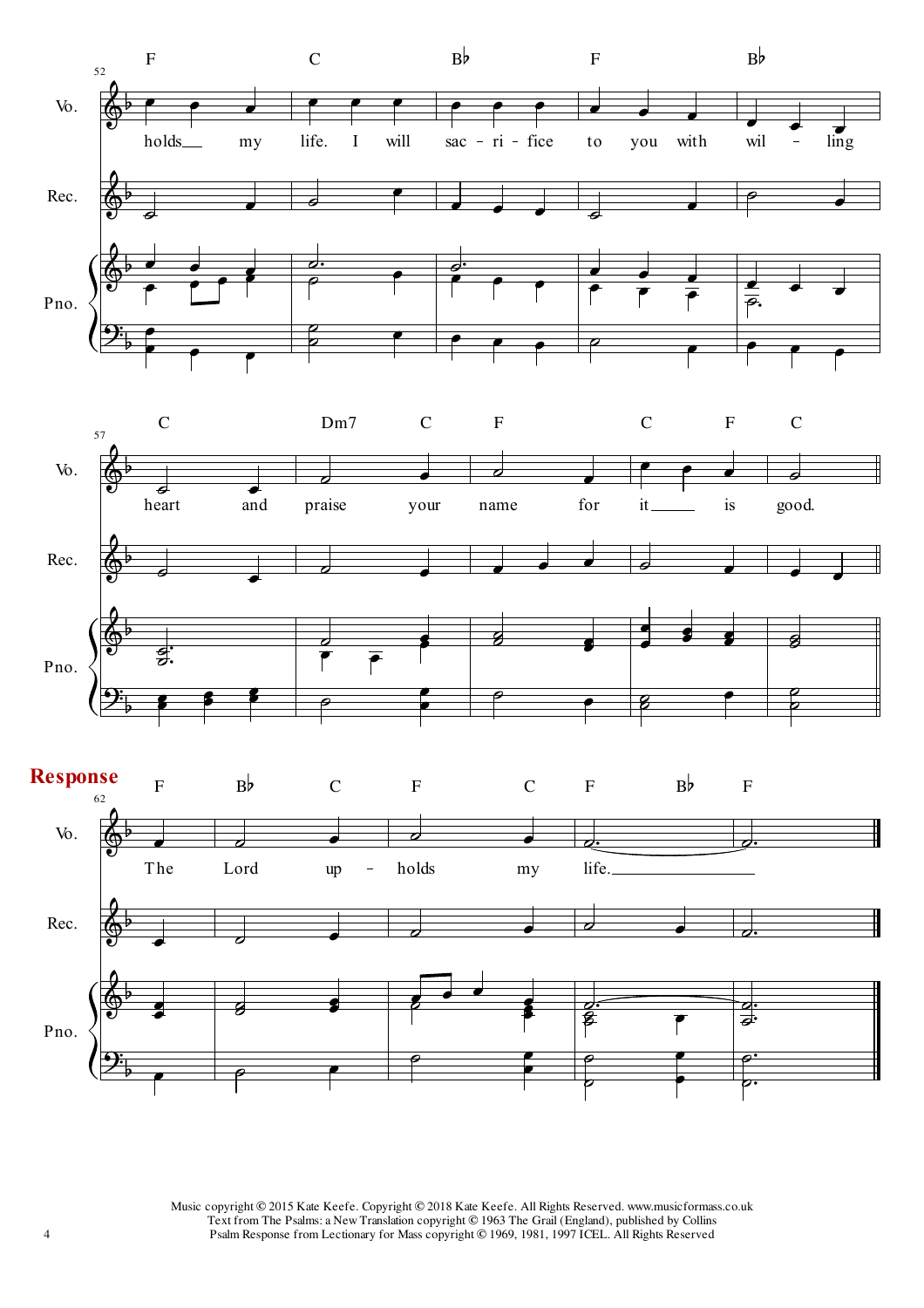**Response**

Music copyright © 2015 Kate Keefe. Copyright © 2018 Kate Keefe. All Rights Reserved. www.musicformass.co.uk
Text from The Psalms: a New Translation copyright © 1963 The Grail (England), published by Collins
Psalm Response from Lectionary for Mass copyright © 1969, 1981, 1997 ICEL. All Rights Reserved